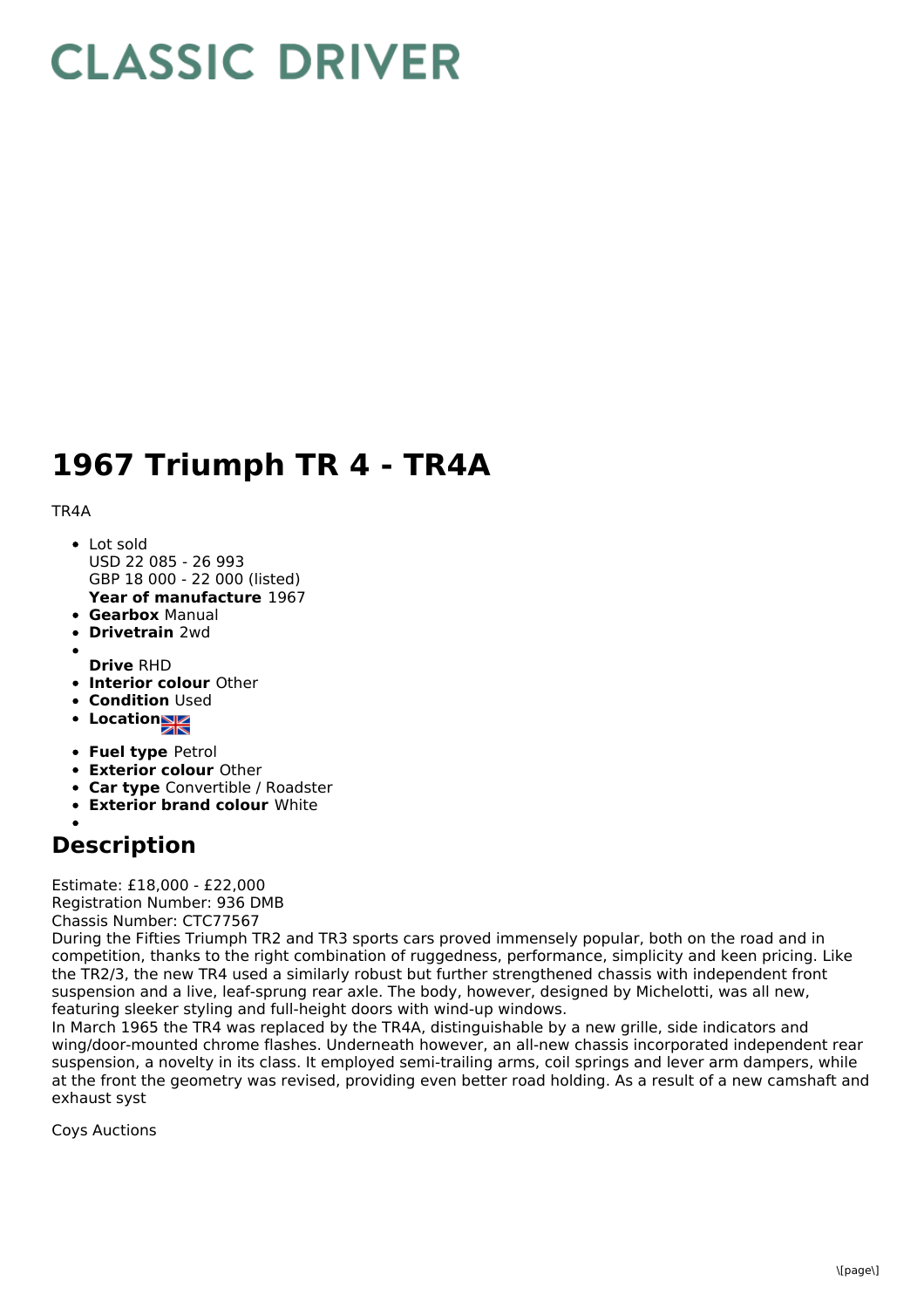# CLASSIC DRIVER

# 1967 Triumph TR 4 - TR4A

TR4A

- Lot sold
  USD 22 085 - 26 993
  GBP 18 000 - 22 000 (listed)
  **Year of manufacture** 1967
- **Gearbox** Manual
- **Drivetrain** 2wd
- **Drive** RHD
- **Interior colour** Other
- **Condition** Used
- **Location**
- **Fuel type** Petrol
- **Exterior colour** Other
- **Car type** Convertible / Roadster
- **Exterior brand colour** White

## Description

Estimate: £18,000 - £22,000
Registration Number: 936 DMB
Chassis Number: CTC77567
During the Fifties Triumph TR2 and TR3 sports cars proved immensely popular, both on the road and in competition, thanks to the right combination of ruggedness, performance, simplicity and keen pricing. Like the TR2/3, the new TR4 used a similarly robust but further strengthened chassis with independent front suspension and a live, leaf-sprung rear axle. The body, however, designed by Michelotti, was all new, featuring sleeker styling and full-height doors with wind-up windows.
In March 1965 the TR4 was replaced by the TR4A, distinguishable by a new grille, side indicators and wing/door-mounted chrome flashes. Underneath however, an all-new chassis incorporated independent rear suspension, a novelty in its class. It employed semi-trailing arms, coil springs and lever arm dampers, while at the front the geometry was revised, providing even better road holding. As a result of a new camshaft and exhaust syst

Coys Auctions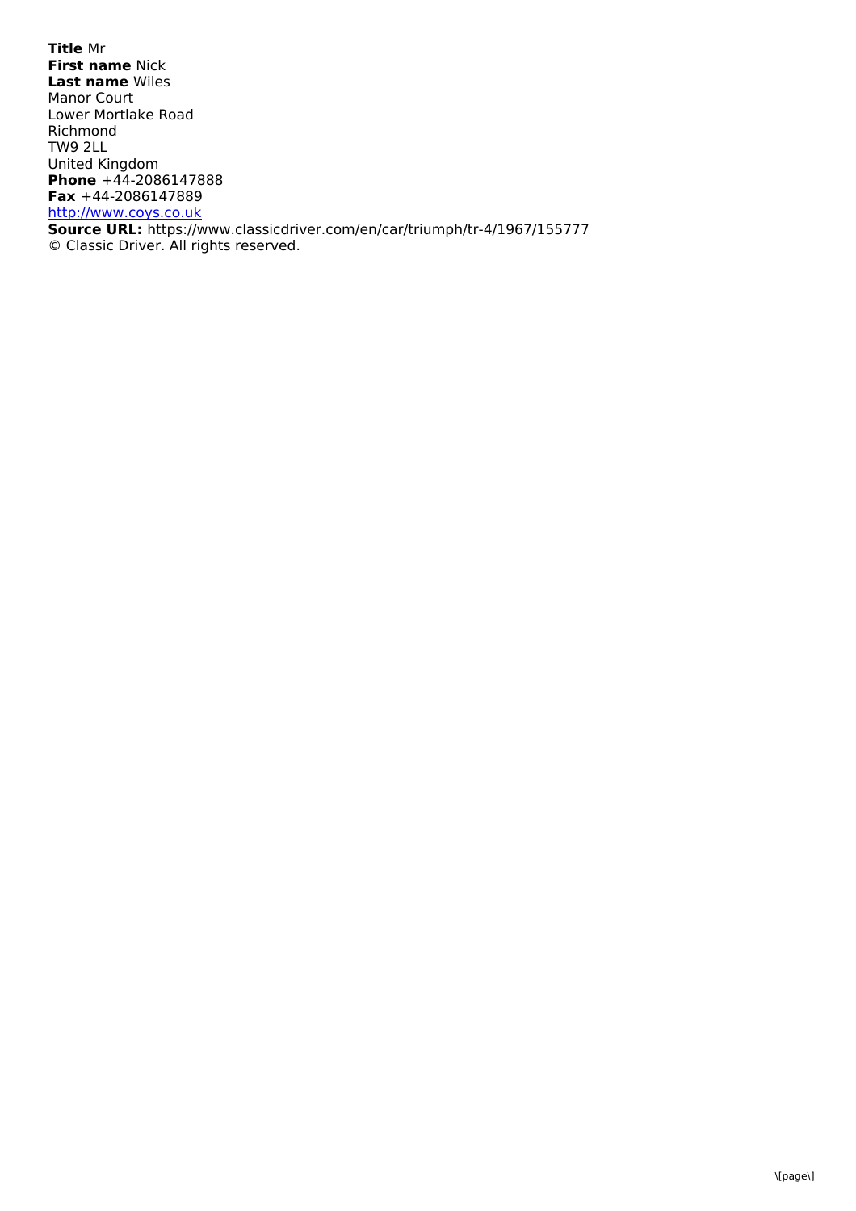**Title** Mr
**First name** Nick
**Last name** Wiles
Manor Court
Lower Mortlake Road
Richmond
TW9 2LL
United Kingdom
**Phone** +44-2086147888
**Fax** +44-2086147889
[http://www.coys.co.uk](http://www.coys.co.uk)
**Source URL:** https://www.classicdriver.com/en/car/triumph/tr-4/1967/155777
© Classic Driver. All rights reserved.